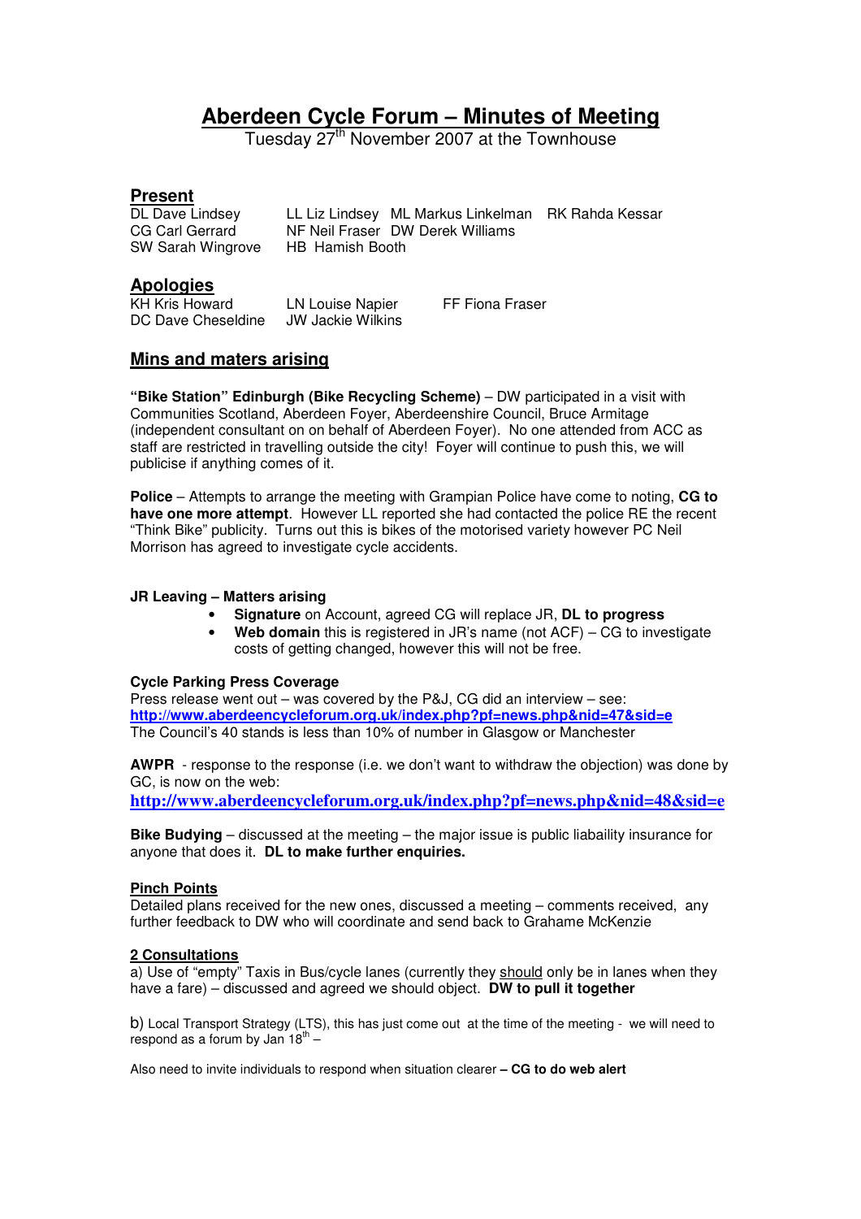# Aberdeen Cycle Forum – Minutes of Meeting

Tuesday 27th November 2007 at the Townhouse

## Present

| | | | |
|---|---|---|---|
| DL Dave Lindsey | LL Liz Lindsey | ML Markus Linkelman | RK Rahda Kessar |
| CG Carl Gerrard | NF Neil Fraser | DW Derek Williams | |
| SW Sarah Wingrove | HB Hamish Booth | | |

## Apologies

| | | |
|---|---|---|
| KH Kris Howard | LN Louise Napier | FF Fiona Fraser |
| DC Dave Cheseldine | JW Jackie Wilkins | |

## Mins and maters arising

**"Bike Station" Edinburgh (Bike Recycling Scheme)** – DW participated in a visit with Communities Scotland, Aberdeen Foyer, Aberdeenshire Council, Bruce Armitage (independent consultant on on behalf of Aberdeen Foyer). No one attended from ACC as staff are restricted in travelling outside the city! Foyer will continue to push this, we will publicise if anything comes of it.

**Police** – Attempts to arrange the meeting with Grampian Police have come to noting, **CG to have one more attempt**. However LL reported she had contacted the police RE the recent "Think Bike" publicity. Turns out this is bikes of the motorised variety however PC Neil Morrison has agreed to investigate cycle accidents.

**JR Leaving – Matters arising**

- **Signature** on Account, agreed CG will replace JR, **DL to progress**
- **Web domain** this is registered in JR's name (not ACF) – CG to investigate costs of getting changed, however this will not be free.

**Cycle Parking Press Coverage**

Press release went out – was covered by the P&J, CG did an interview – see:
**http://www.aberdeencycleforum.org.uk/index.php?pf=news.php&nid=47&sid=e**
The Council's 40 stands is less than 10% of number in Glasgow or Manchester

**AWPR** - response to the response (i.e. we don't want to withdraw the objection) was done by GC, is now on the web:
**http://www.aberdeencycleforum.org.uk/index.php?pf=news.php&nid=48&sid=e**

**Bike Budying** – discussed at the meeting – the major issue is public liabaility insurance for anyone that does it. **DL to make further enquiries.**

**Pinch Points**

Detailed plans received for the new ones, discussed a meeting – comments received, any further feedback to DW who will coordinate and send back to Grahame McKenzie

**2 Consultations**

a) Use of "empty" Taxis in Bus/cycle lanes (currently they should only be in lanes when they have a fare) – discussed and agreed we should object. **DW to pull it together**

b) Local Transport Strategy (LTS), this has just come out at the time of the meeting - we will need to respond as a forum by Jan 18th –

Also need to invite individuals to respond when situation clearer **– CG to do web alert**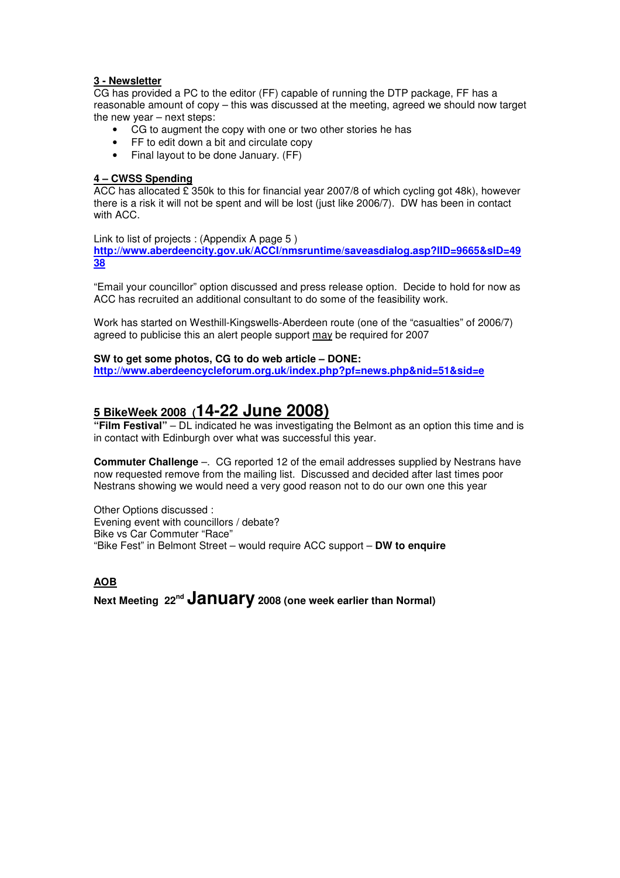## 3 - Newsletter

CG has provided a PC to the editor (FF) capable of running the DTP package, FF has a reasonable amount of copy – this was discussed at the meeting, agreed we should now target the new year – next steps:

- CG to augment the copy with one or two other stories he has
- FF to edit down a bit and circulate copy
- Final layout to be done January. (FF)

## 4 – CWSS Spending

ACC has allocated £ 350k to this for financial year 2007/8 of which cycling got 48k), however there is a risk it will not be spent and will be lost (just like 2006/7). DW has been in contact with ACC.

Link to list of projects : (Appendix A page 5 )
**http://www.aberdeencity.gov.uk/ACCI/nmsruntime/saveasdialog.asp?lID=9665&sID=4938**

"Email your councillor" option discussed and press release option. Decide to hold for now as ACC has recruited an additional consultant to do some of the feasibility work.

Work has started on Westhill-Kingswells-Aberdeen route (one of the "casualties" of 2006/7) agreed to publicise this an alert people support may be required for 2007

**SW to get some photos, CG to do web article – DONE:**
**http://www.aberdeencycleforum.org.uk/index.php?pf=news.php&nid=51&sid=e**

## 5 BikeWeek 2008 (14-22 June 2008)

**"Film Festival"** – DL indicated he was investigating the Belmont as an option this time and is in contact with Edinburgh over what was successful this year.

**Commuter Challenge** –. CG reported 12 of the email addresses supplied by Nestrans have now requested remove from the mailing list. Discussed and decided after last times poor Nestrans showing we would need a very good reason not to do our own one this year

Other Options discussed :
Evening event with councillors / debate?
Bike vs Car Commuter "Race"
"Bike Fest" in Belmont Street – would require ACC support – **DW to enquire**

## AOB

**Next Meeting 22nd January 2008 (one week earlier than Normal)**